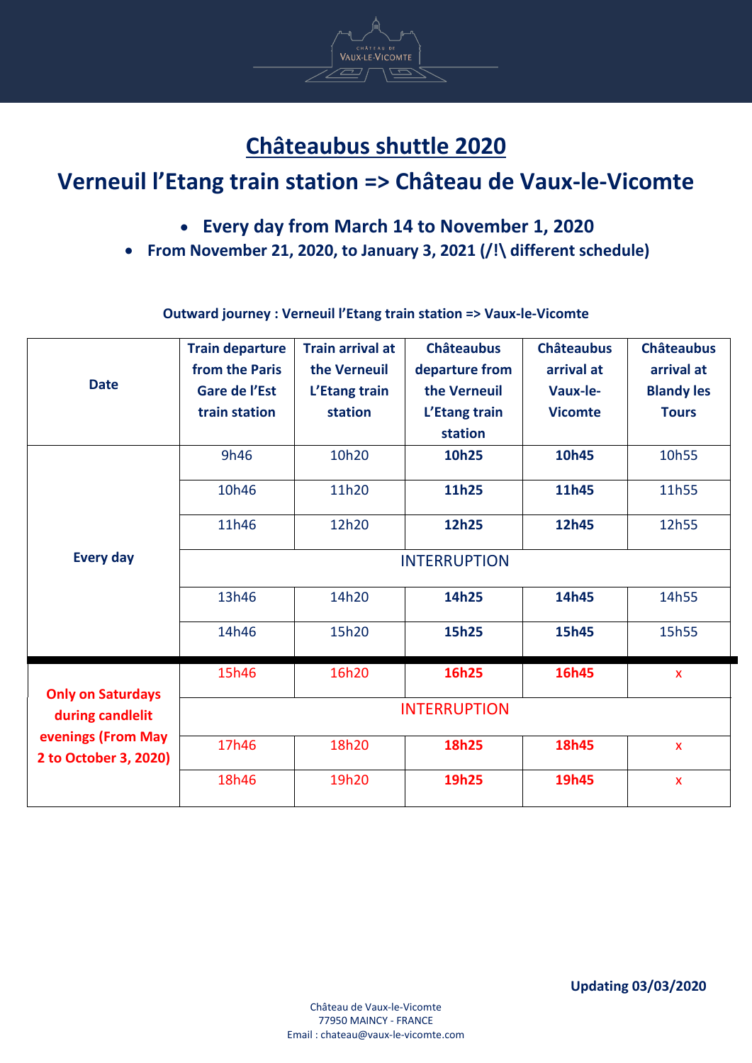# Châteaubus shuttle 2020

## Verneuil l'Etang train station => Château de Vaux-le-Vicomte

- **Every day from March 14 to November 1, 2020**
- **From November 21, 2020, to January 3, 2021 (/!\ different schedule)**

**Outward journey : Verneuil l'Etang train station => Vaux-le-Vicomte**

| Date | Train departure from the Paris Gare de l'Est train station | Train arrival at the Verneuil L'Etang train station | Châteaubus departure from the Verneuil L'Etang train station | Châteaubus arrival at Vaux-le-Vicomte | Châteaubus arrival at Blandy les Tours |
|---|---|---|---|---|---|
| **Every day** | 9h46 | 10h20 | **10h25** | **10h45** | 10h55 |
| | 10h46 | 11h20 | **11h25** | **11h45** | 11h55 |
| | 11h46 | 12h20 | **12h25** | **12h45** | 12h55 |
| | INTERRUPTION | | | | |
| | 13h46 | 14h20 | **14h25** | **14h45** | 14h55 |
| | 14h46 | 15h20 | **15h25** | **15h45** | 15h55 |
| **Only on Saturdays during candlelit evenings (From May 2 to October 3, 2020)** | 15h46 | 16h20 | **16h25** | **16h45** | x |
| | INTERRUPTION | | | | |
| | 17h46 | 18h20 | **18h25** | **18h45** | x |
| | 18h46 | 19h20 | **19h25** | **19h45** | x |

**Updating 03/03/2020**

Château de Vaux-le-Vicomte
77950 MAINCY - FRANCE
Email : chateau@vaux-le-vicomte.com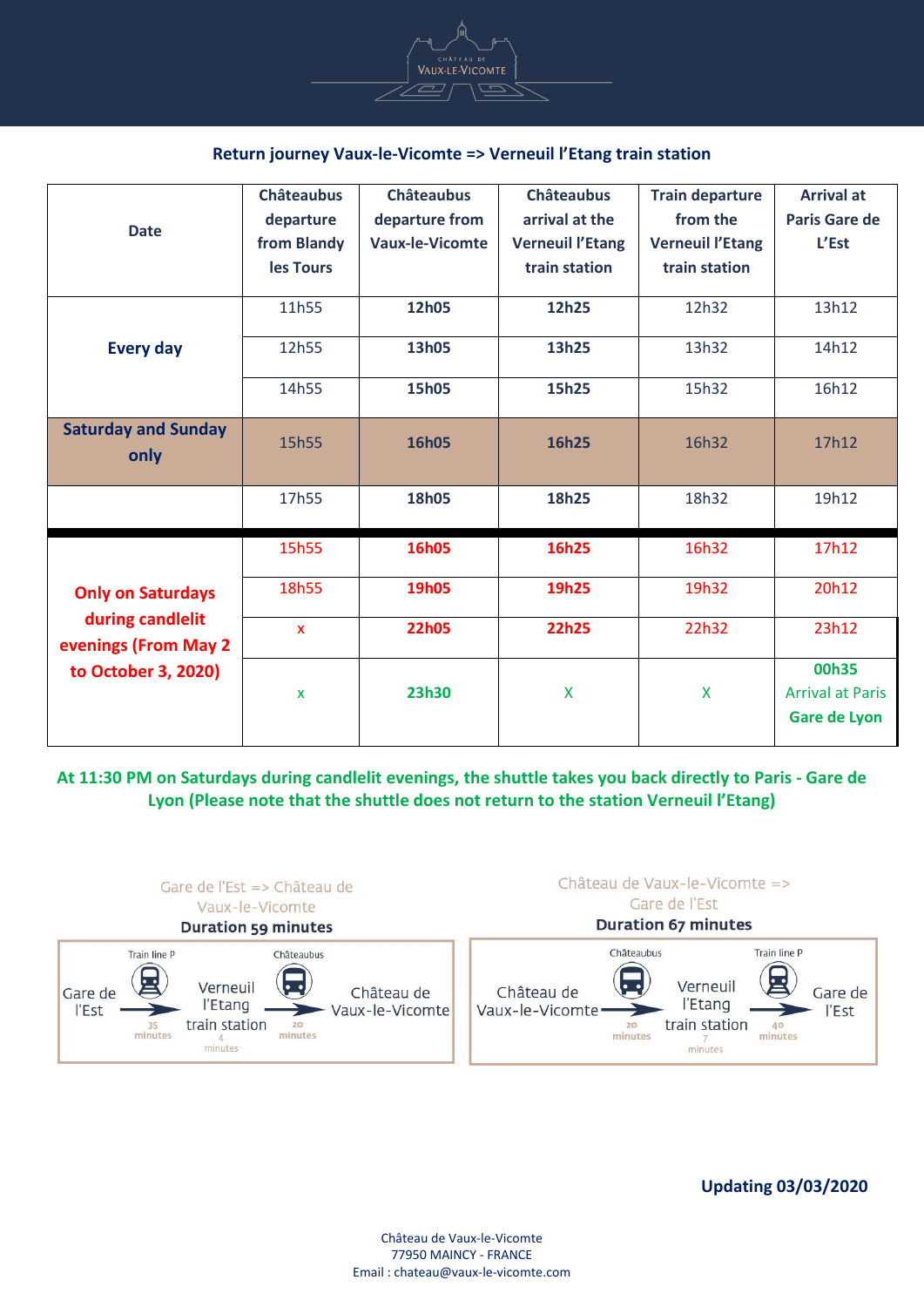**Return journey Vaux-le-Vicomte => Verneuil l'Etang train station**

| Date | Châteaubus departure from Blandy les Tours | Châteaubus departure from Vaux-le-Vicomte | Châteaubus arrival at the Verneuil l'Etang train station | Train departure from the Verneuil l'Etang train station | Arrival at Paris Gare de L'Est |
|---|---|---|---|---|---|
| **Every day** | 11h55 | **12h05** | **12h25** | 12h32 | 13h12 |
| | 12h55 | **13h05** | **13h25** | 13h32 | 14h12 |
| | 14h55 | **15h05** | **15h25** | 15h32 | 16h12 |
| **Saturday and Sunday only** | 15h55 | **16h05** | **16h25** | 16h32 | 17h12 |
| | 17h55 | **18h05** | **18h25** | 18h32 | 19h12 |
| **Only on Saturdays during candlelit evenings (From May 2 to October 3, 2020)** | 15h55 | **16h05** | **16h25** | 16h32 | 17h12 |
| | 18h55 | **19h05** | **19h25** | 19h32 | 20h12 |
| | x | **22h05** | **22h25** | 22h32 | 23h12 |
| | x | **23h30** | X | X | **00h35** Arrival at Paris **Gare de Lyon** |

**At 11:30 PM on Saturdays during candlelit evenings, the shuttle takes you back directly to Paris - Gare de Lyon (Please note that the shuttle does not return to the station Verneuil l'Etang)**

Gare de l'Est => Château de Vaux-le-Vicomte
**Duration 59 minutes**

Gare de l'Est → (Train line P, 35 minutes) → Verneuil l'Etang train station (4 minutes) → (Châteaubus, 20 minutes) → Château de Vaux-le-Vicomte

Château de Vaux-le-Vicomte => Gare de l'Est
**Duration 67 minutes**

Château de Vaux-le-Vicomte → (Châteaubus, 20 minutes) → Verneuil l'Etang train station (7 minutes) → (Train line P, 40 minutes) → Gare de l'Est

**Updating 03/03/2020**

Château de Vaux-le-Vicomte
77950 MAINCY - FRANCE
Email : chateau@vaux-le-vicomte.com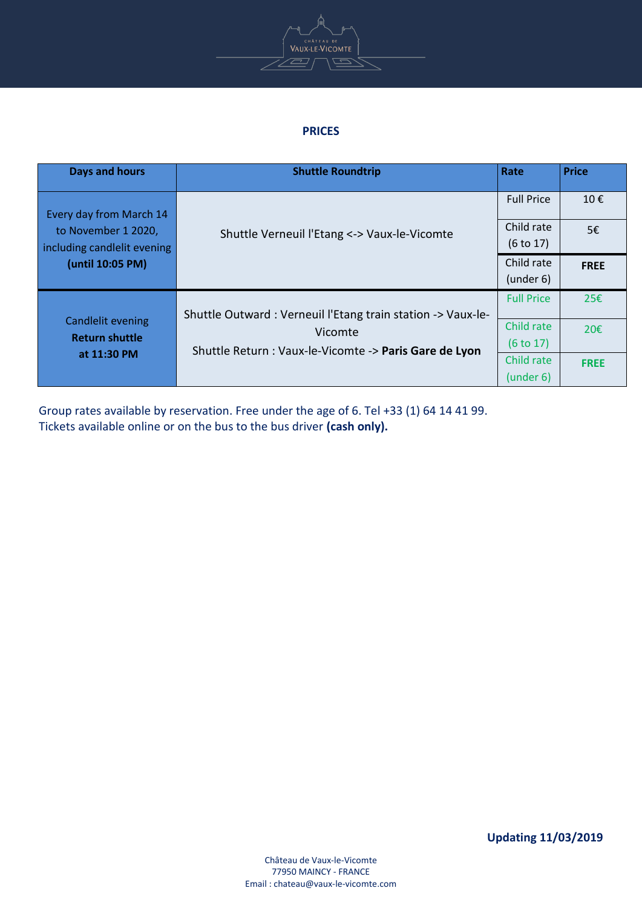## PRICES

| Days and hours | Shuttle Roundtrip | Rate | Price |
|---|---|---|---|
| Every day from March 14 to November 1 2020, including candlelit evening **(until 10:05 PM)** | Shuttle Verneuil l'Etang <-> Vaux-le-Vicomte | Full Price | 10 € |
| | | Child rate (6 to 17) | 5€ |
| | | Child rate (under 6) | **FREE** |
| Candlelit evening **Return shuttle at 11:30 PM** | Shuttle Outward : Verneuil l'Etang train station -> Vaux-le-Vicomte<br>Shuttle Return : Vaux-le-Vicomte -> **Paris Gare de Lyon** | Full Price | 25€ |
| | | Child rate (6 to 17) | 20€ |
| | | Child rate (under 6) | **FREE** |

Group rates available by reservation. Free under the age of 6. Tel +33 (1) 64 14 41 99.
Tickets available online or on the bus to the bus driver **(cash only).**

**Updating 11/03/2019**

Château de Vaux-le-Vicomte
77950 MAINCY - FRANCE
Email : chateau@vaux-le-vicomte.com